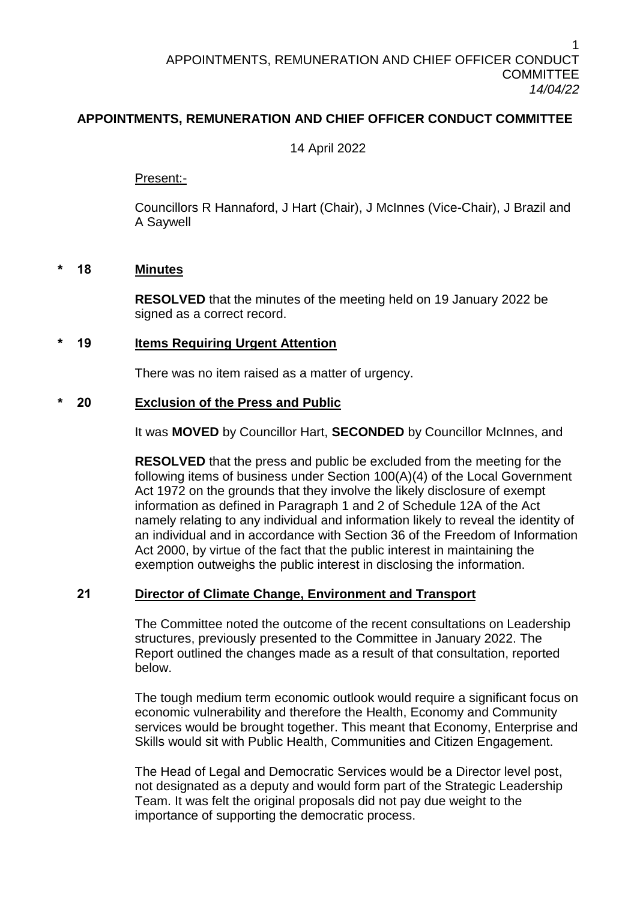# APPOINTMENTS, REMUNERATION AND CHIEF OFFICER CONDUCT COMMITTEE

14 April 2022

Present:-

Councillors R Hannaford, J Hart (Chair), J McInnes (Vice-Chair), J Brazil and A Saywell

## * 18 Minutes

**RESOLVED** that the minutes of the meeting held on 19 January 2022 be signed as a correct record.

## * 19 Items Requiring Urgent Attention

There was no item raised as a matter of urgency.

## * 20 Exclusion of the Press and Public

It was **MOVED** by Councillor Hart, **SECONDED** by Councillor McInnes, and

**RESOLVED** that the press and public be excluded from the meeting for the following items of business under Section 100(A)(4) of the Local Government Act 1972 on the grounds that they involve the likely disclosure of exempt information as defined in Paragraph 1 and 2 of Schedule 12A of the Act namely relating to any individual and information likely to reveal the identity of an individual and in accordance with Section 36 of the Freedom of Information Act 2000, by virtue of the fact that the public interest in maintaining the exemption outweighs the public interest in disclosing the information.

## 21 Director of Climate Change, Environment and Transport

The Committee noted the outcome of the recent consultations on Leadership structures, previously presented to the Committee in January 2022. The Report outlined the changes made as a result of that consultation, reported below.

The tough medium term economic outlook would require a significant focus on economic vulnerability and therefore the Health, Economy and Community services would be brought together. This meant that Economy, Enterprise and Skills would sit with Public Health, Communities and Citizen Engagement.

The Head of Legal and Democratic Services would be a Director level post, not designated as a deputy and would form part of the Strategic Leadership Team. It was felt the original proposals did not pay due weight to the importance of supporting the democratic process.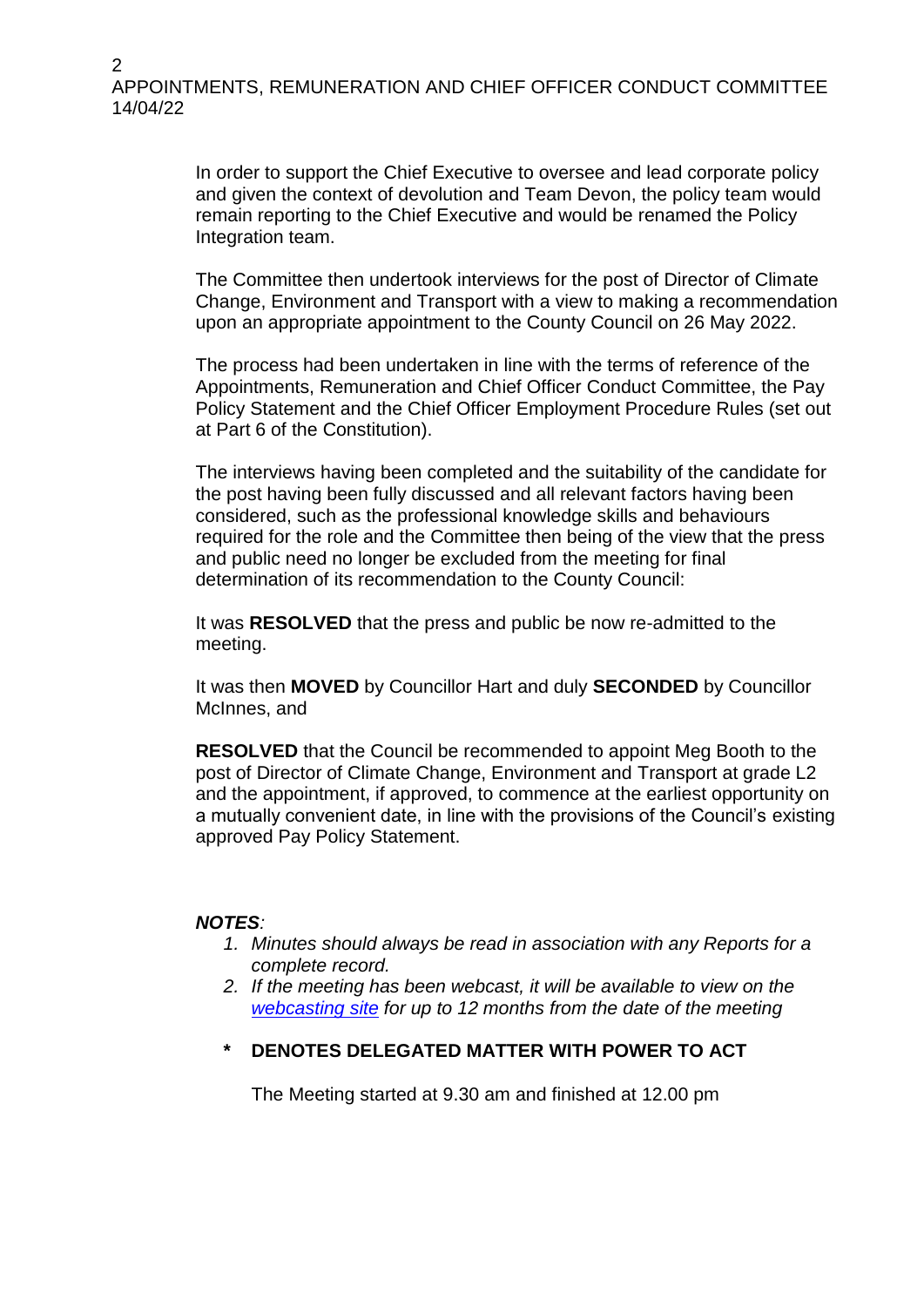In order to support the Chief Executive to oversee and lead corporate policy and given the context of devolution and Team Devon, the policy team would remain reporting to the Chief Executive and would be renamed the Policy Integration team.

The Committee then undertook interviews for the post of Director of Climate Change, Environment and Transport with a view to making a recommendation upon an appropriate appointment to the County Council on 26 May 2022.

The process had been undertaken in line with the terms of reference of the Appointments, Remuneration and Chief Officer Conduct Committee, the Pay Policy Statement and the Chief Officer Employment Procedure Rules (set out at Part 6 of the Constitution).

The interviews having been completed and the suitability of the candidate for the post having been fully discussed and all relevant factors having been considered, such as the professional knowledge skills and behaviours required for the role and the Committee then being of the view that the press and public need no longer be excluded from the meeting for final determination of its recommendation to the County Council:

It was **RESOLVED** that the press and public be now re-admitted to the meeting.

It was then **MOVED** by Councillor Hart and duly **SECONDED** by Councillor McInnes, and

**RESOLVED** that the Council be recommended to appoint Meg Booth to the post of Director of Climate Change, Environment and Transport at grade L2 and the appointment, if approved, to commence at the earliest opportunity on a mutually convenient date, in line with the provisions of the Council's existing approved Pay Policy Statement.

***NOTES:***

1. *Minutes should always be read in association with any Reports for a complete record.*
2. *If the meeting has been webcast, it will be available to view on the [webcasting site] for up to 12 months from the date of the meeting*

**\* DENOTES DELEGATED MATTER WITH POWER TO ACT**

The Meeting started at 9.30 am and finished at 12.00 pm